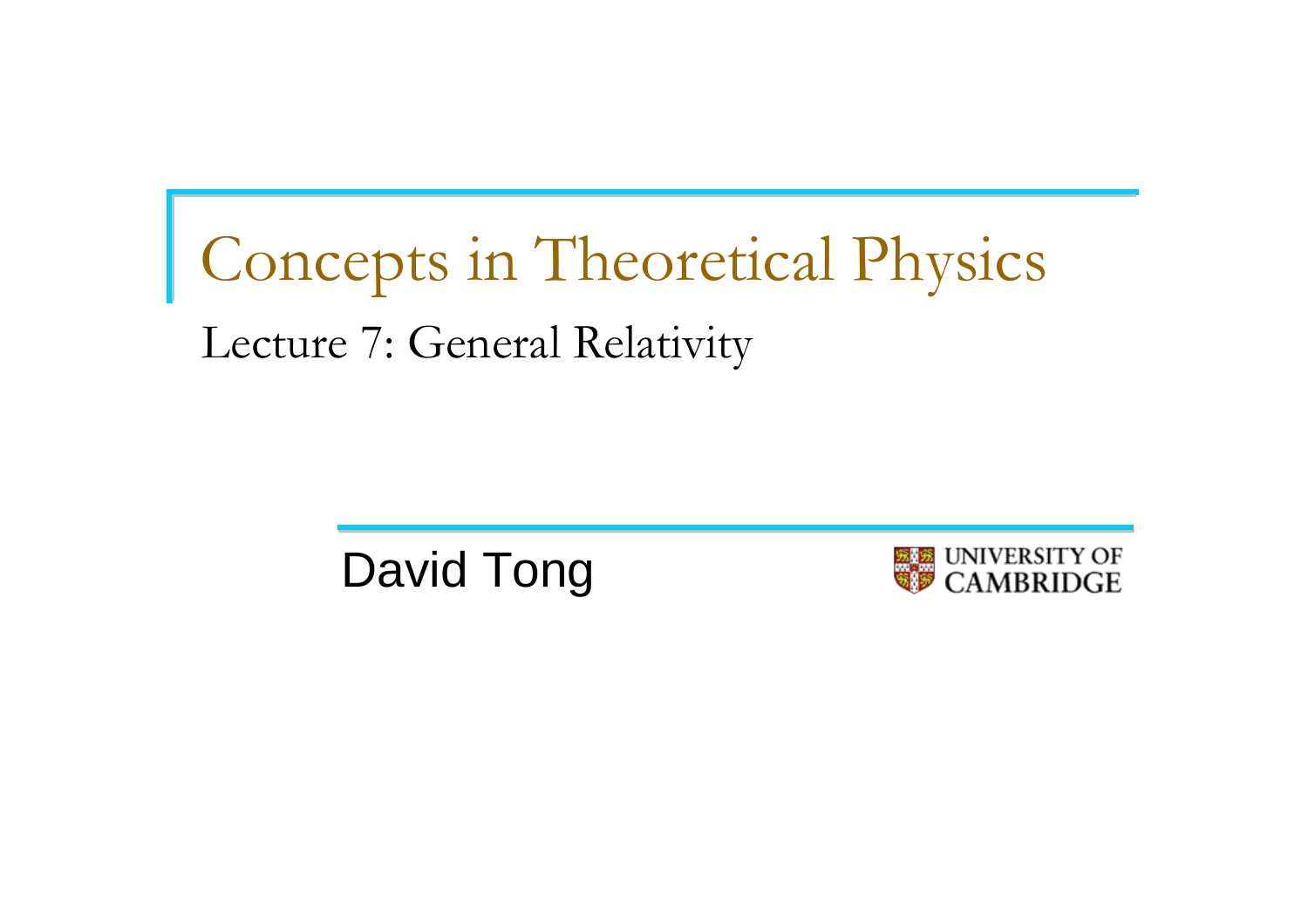# Concepts in Theoretical Physics

## Lecture 7: General Relativity

David Tong

UNIVERSITY OF CAMBRIDGE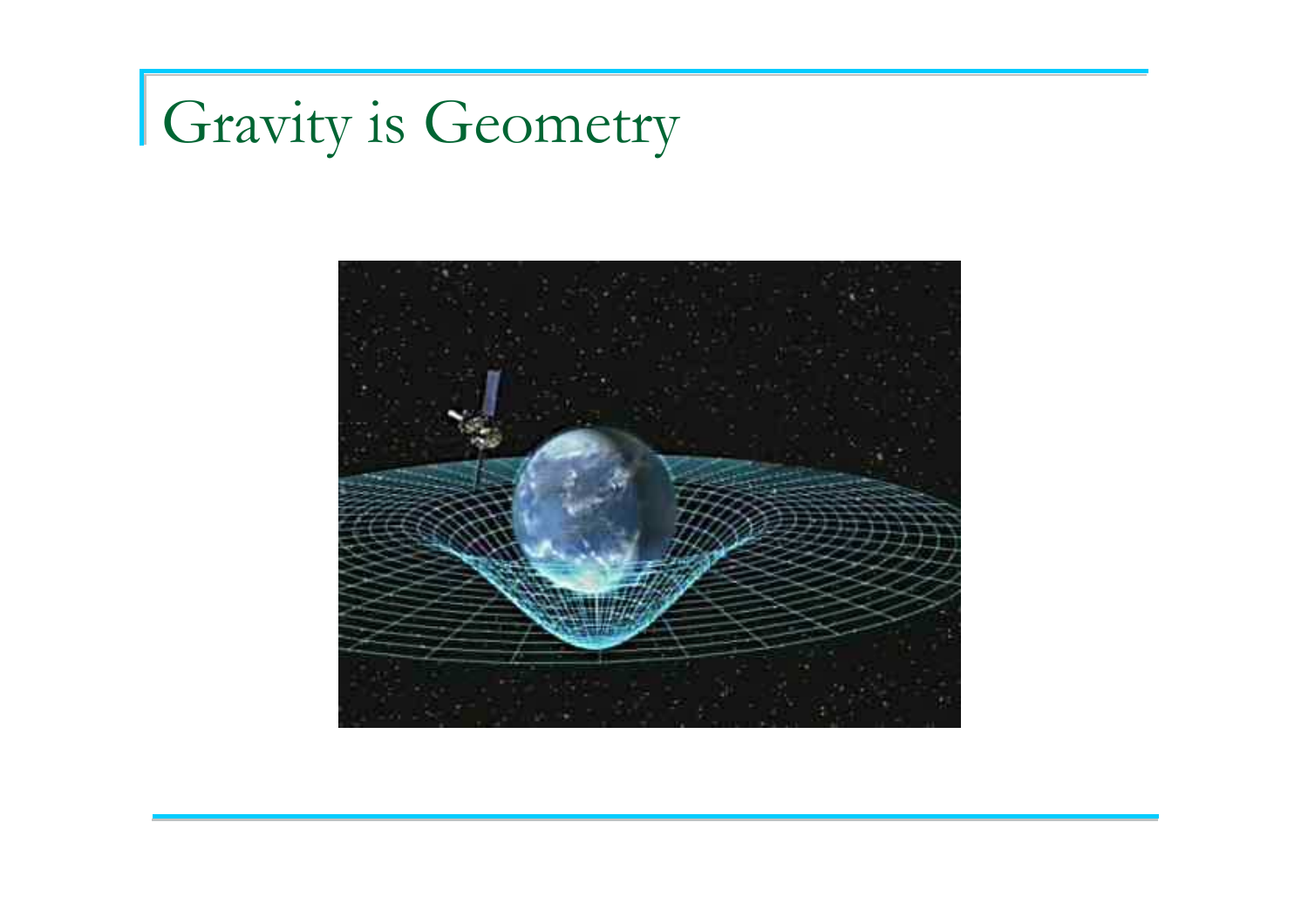# Gravity is Geometry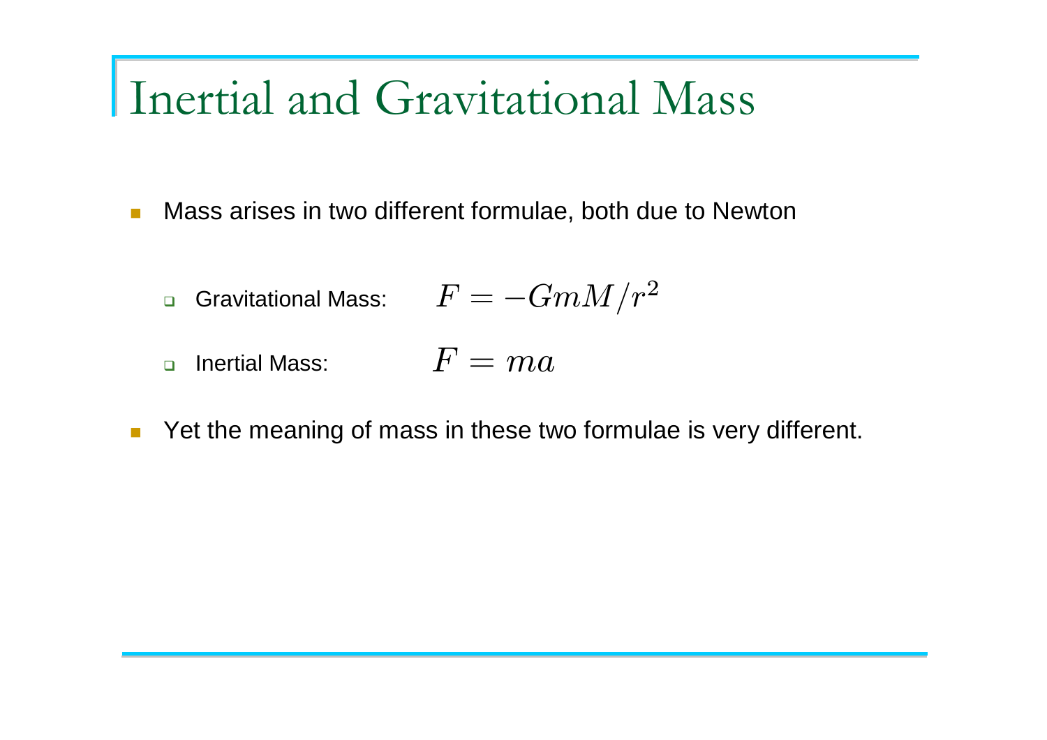# Inertial and Gravitational Mass

- Mass arises in two different formulae, both due to Newton
  - Gravitational Mass: $F = -GmM/r^2$
  - Inertial Mass: $F = ma$
- Yet the meaning of mass in these two formulae is very different.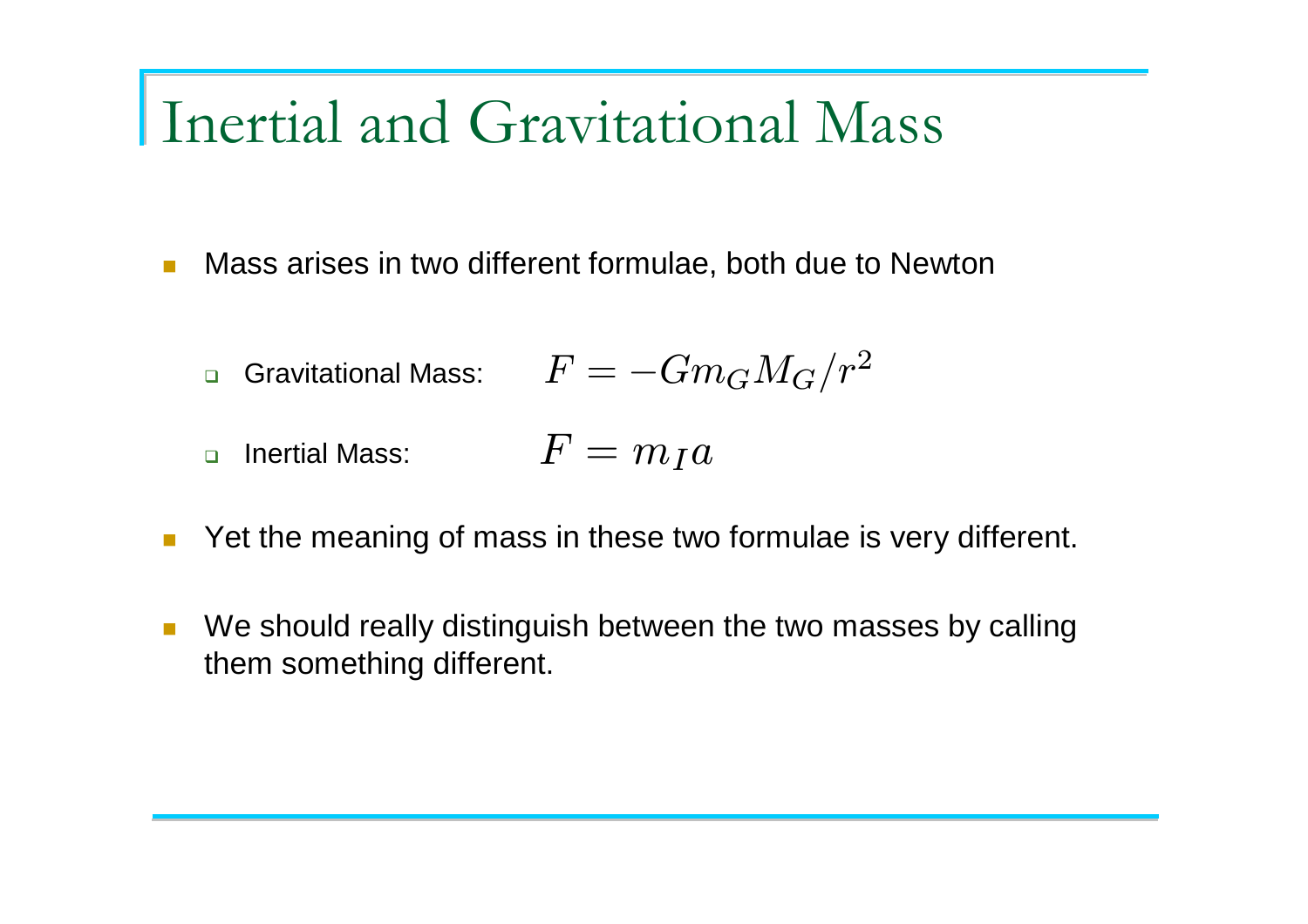# Inertial and Gravitational Mass

- Mass arises in two different formulae, both due to Newton
  - Gravitational Mass: $F = -Gm_G M_G/r^2$
  - Inertial Mass: $F = m_I a$
- Yet the meaning of mass in these two formulae is very different.
- We should really distinguish between the two masses by calling them something different.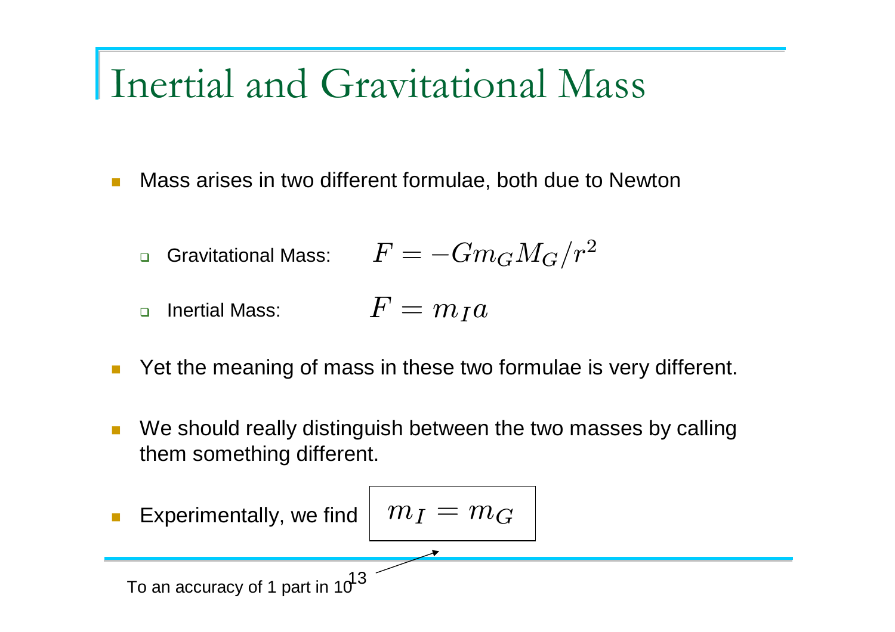# Inertial and Gravitational Mass

- Mass arises in two different formulae, both due to Newton
  - Gravitational Mass: $F = -Gm_G M_G / r^2$
  - Inertial Mass: $F = m_I a$
- Yet the meaning of mass in these two formulae is very different.
- We should really distinguish between the two masses by calling them something different.
- Experimentally, we find $\boxed{m_I = m_G}$

To an accuracy of 1 part in $10^{13}$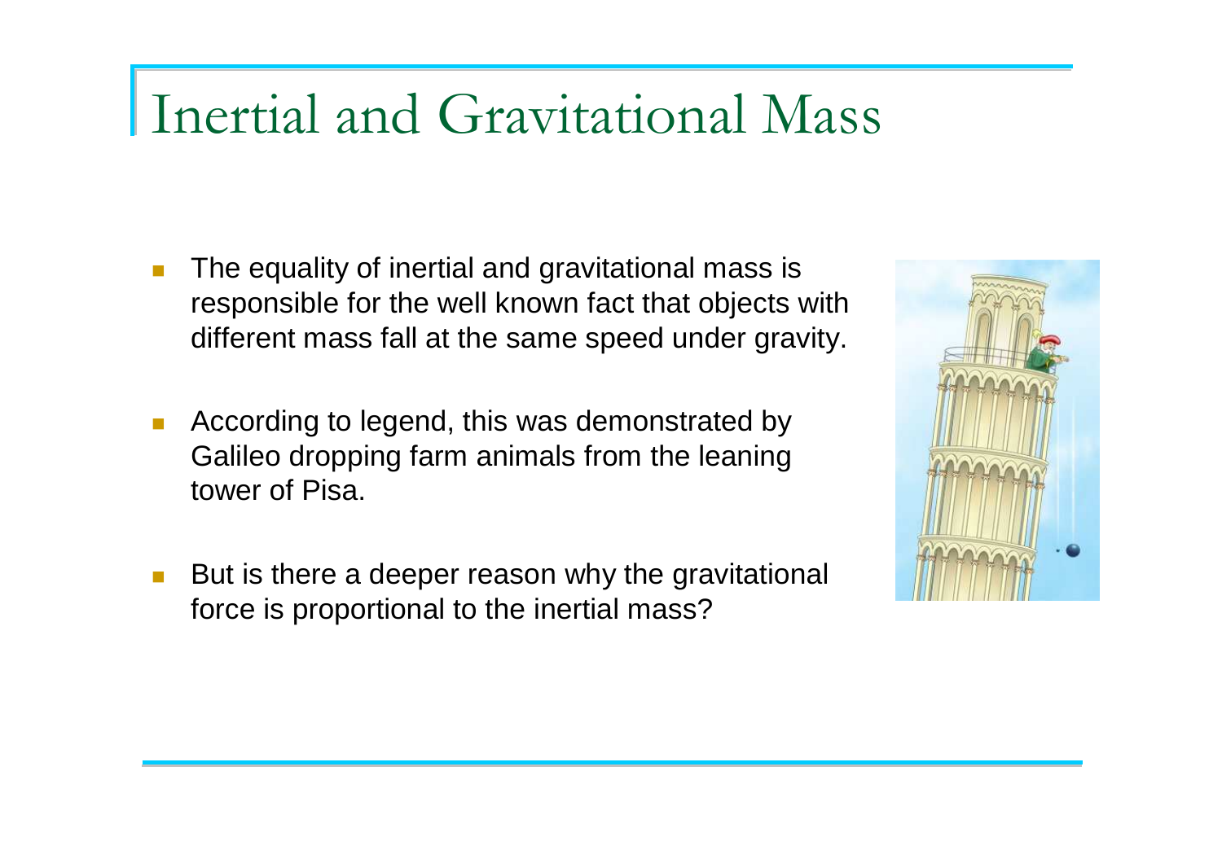# Inertial and Gravitational Mass

- The equality of inertial and gravitational mass is responsible for the well known fact that objects with different mass fall at the same speed under gravity.
- According to legend, this was demonstrated by Galileo dropping farm animals from the leaning tower of Pisa.
- But is there a deeper reason why the gravitational force is proportional to the inertial mass?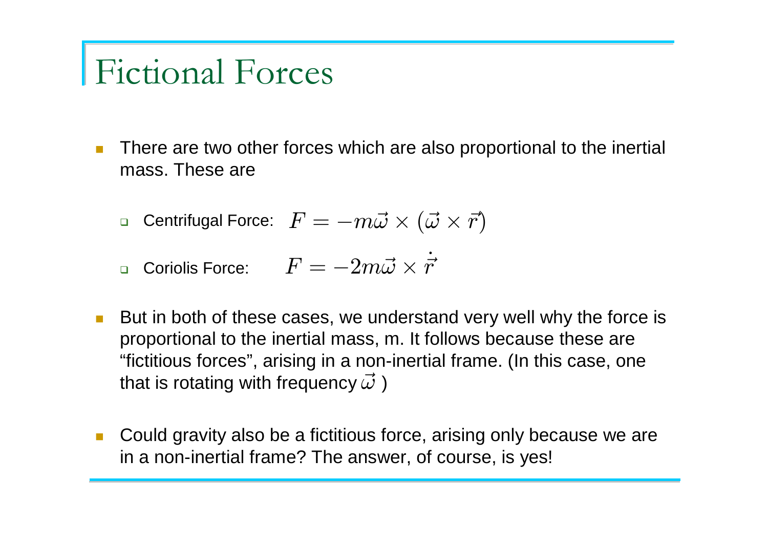# Fictional Forces

- There are two other forces which are also proportional to the inertial mass. These are
  - Centrifugal Force: $F = -m\vec{\omega} \times (\vec{\omega} \times \vec{r})$
  - Coriolis Force: $F = -2m\vec{\omega} \times \dot{\vec{r}}$
- But in both of these cases, we understand very well why the force is proportional to the inertial mass, m. It follows because these are "fictitious forces", arising in a non-inertial frame. (In this case, one that is rotating with frequency $\vec{\omega}$ )
- Could gravity also be a fictitious force, arising only because we are in a non-inertial frame? The answer, of course, is yes!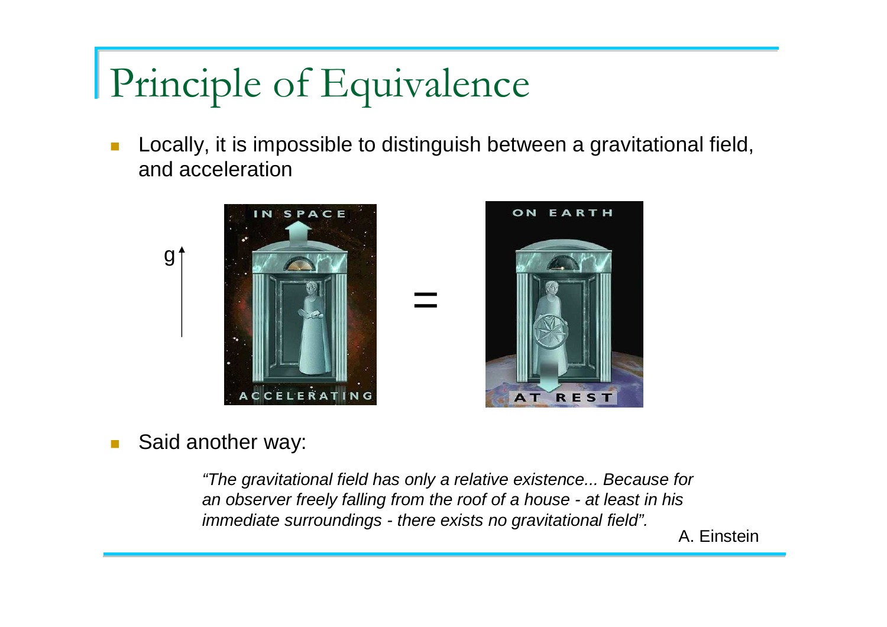# Principle of Equivalence

- Locally, it is impossible to distinguish between a gravitational field, and acceleration

- Said another way:

> *"The gravitational field has only a relative existence... Because for an observer freely falling from the roof of a house - at least in his immediate surroundings - there exists no gravitational field".*
>
> A. Einstein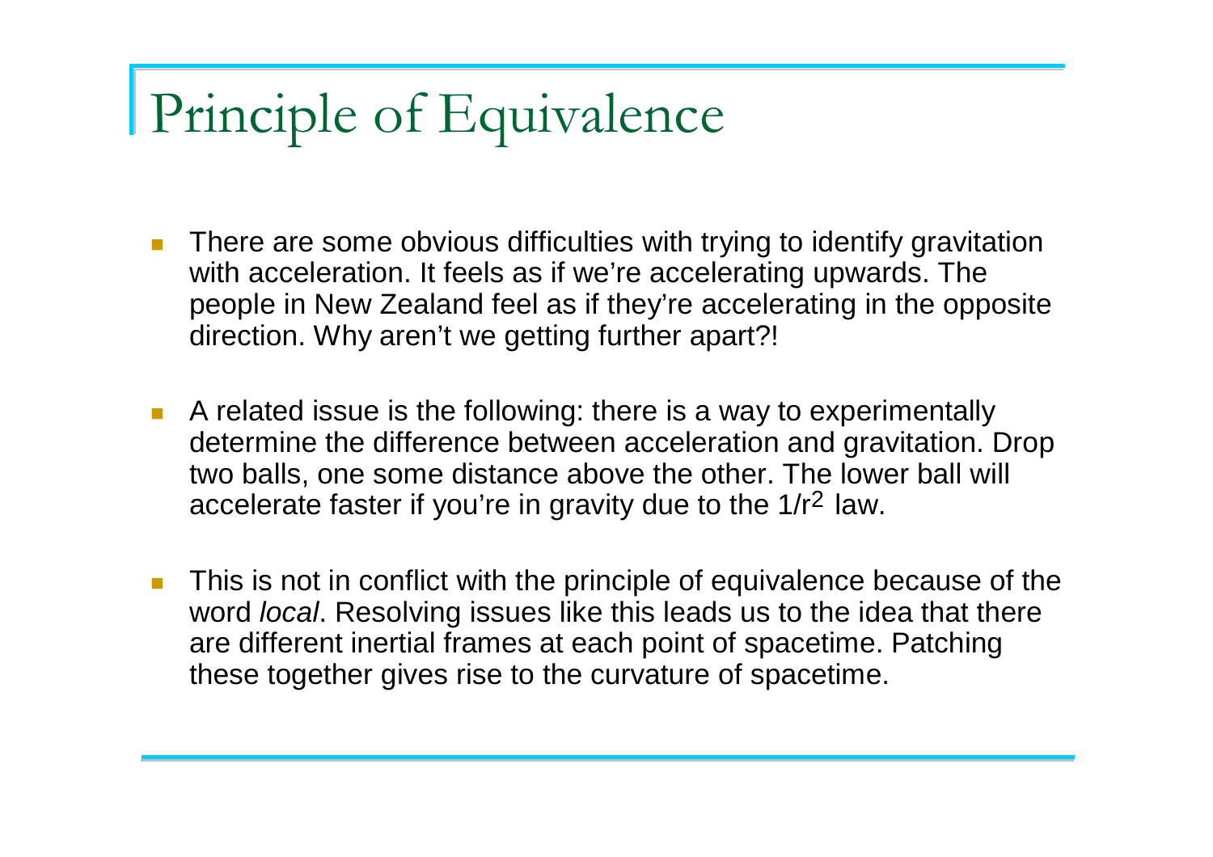# Principle of Equivalence

- There are some obvious difficulties with trying to identify gravitation with acceleration. It feels as if we're accelerating upwards. The people in New Zealand feel as if they're accelerating in the opposite direction. Why aren't we getting further apart?!

- A related issue is the following: there is a way to experimentally determine the difference between acceleration and gravitation. Drop two balls, one some distance above the other. The lower ball will accelerate faster if you're in gravity due to the $1/r^2$ law.

- This is not in conflict with the principle of equivalence because of the word *local*. Resolving issues like this leads us to the idea that there are different inertial frames at each point of spacetime. Patching these together gives rise to the curvature of spacetime.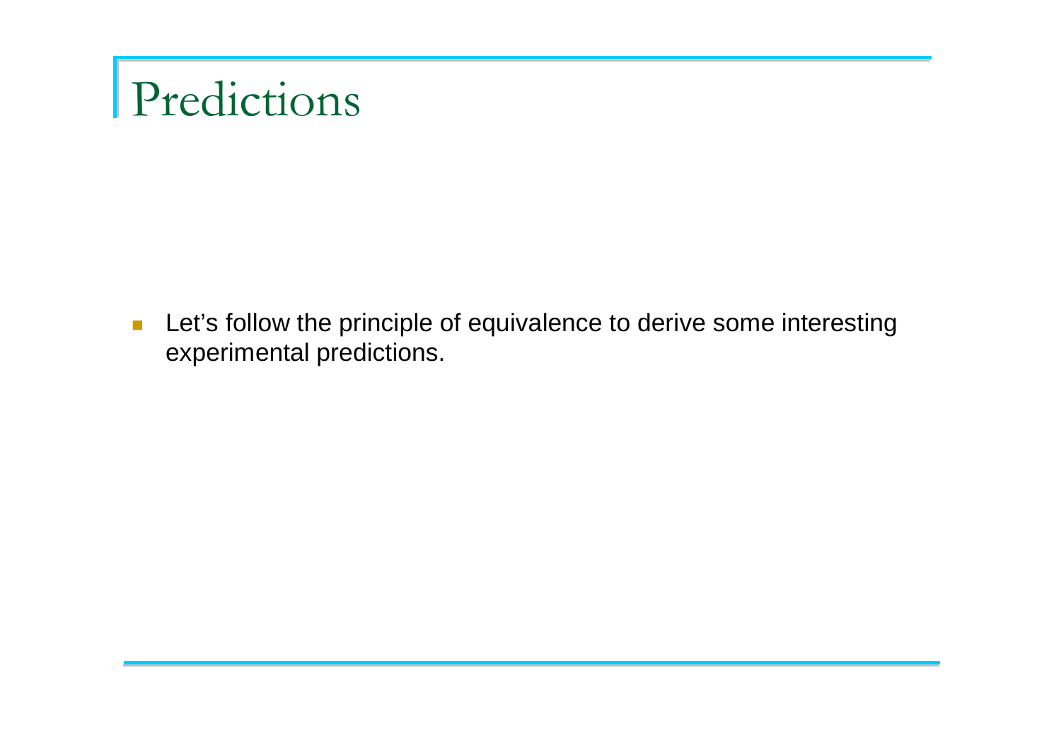# Predictions

- Let’s follow the principle of equivalence to derive some interesting experimental predictions.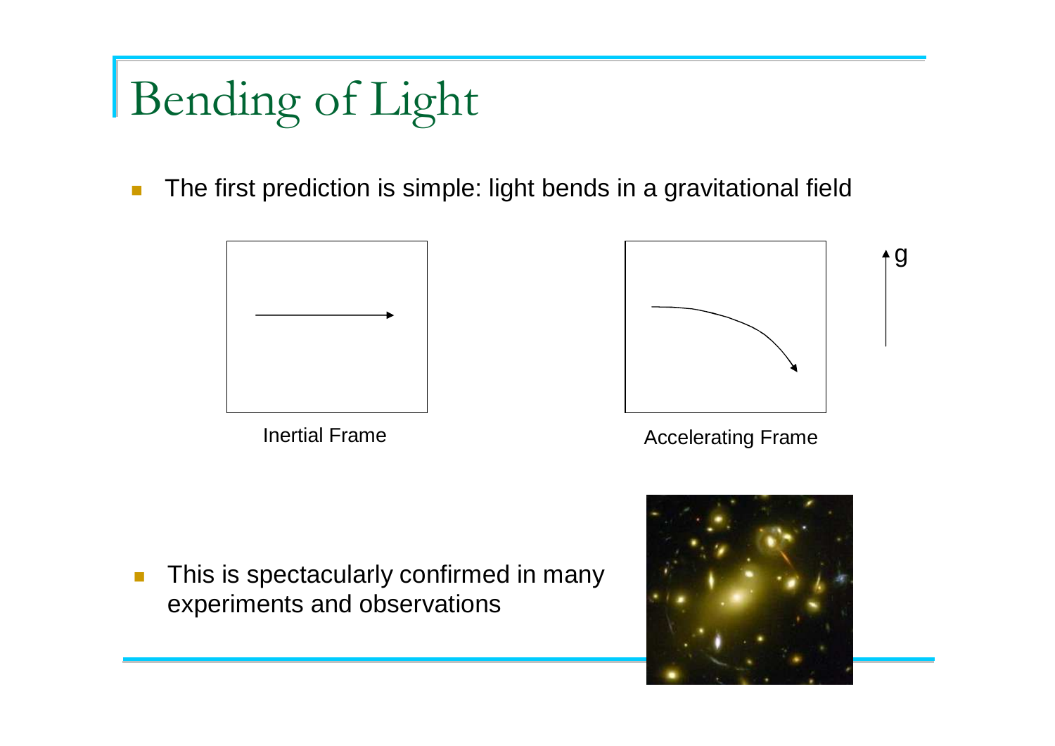# Bending of Light

- The first prediction is simple: light bends in a gravitational field

Inertial Frame

Accelerating Frame

g

- This is spectacularly confirmed in many experiments and observations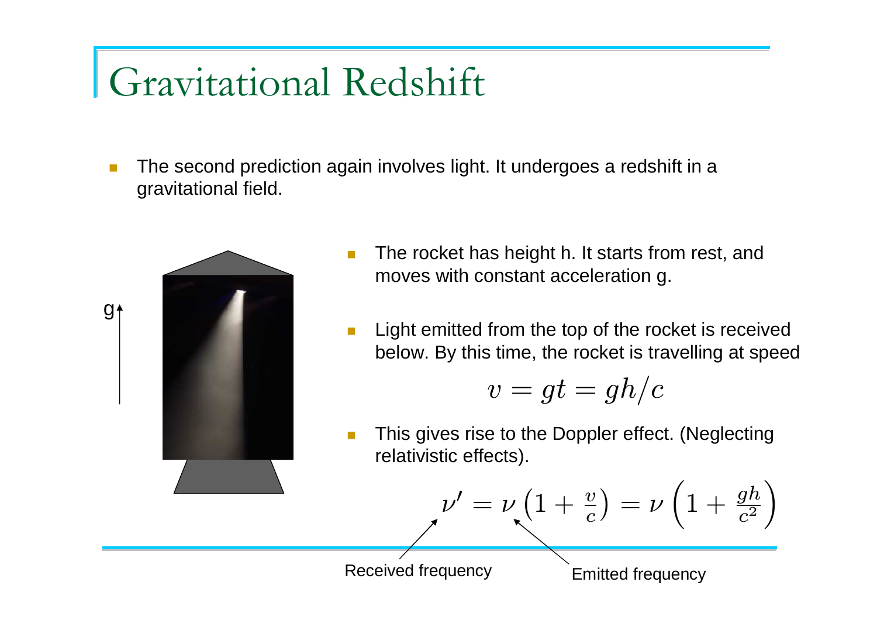# Gravitational Redshift

- The second prediction again involves light. It undergoes a redshift in a gravitational field.

- The rocket has height h. It starts from rest, and moves with constant acceleration g.

- Light emitted from the top of the rocket is received below. By this time, the rocket is travelling at speed

$$v = gt = gh/c$$

- This gives rise to the Doppler effect. (Neglecting relativistic effects).

$$\nu' = \nu\left(1 + \frac{v}{c}\right) = \nu\left(1 + \frac{gh}{c^2}\right)$$

Received frequency ($\nu'$) — Emitted frequency ($\nu$)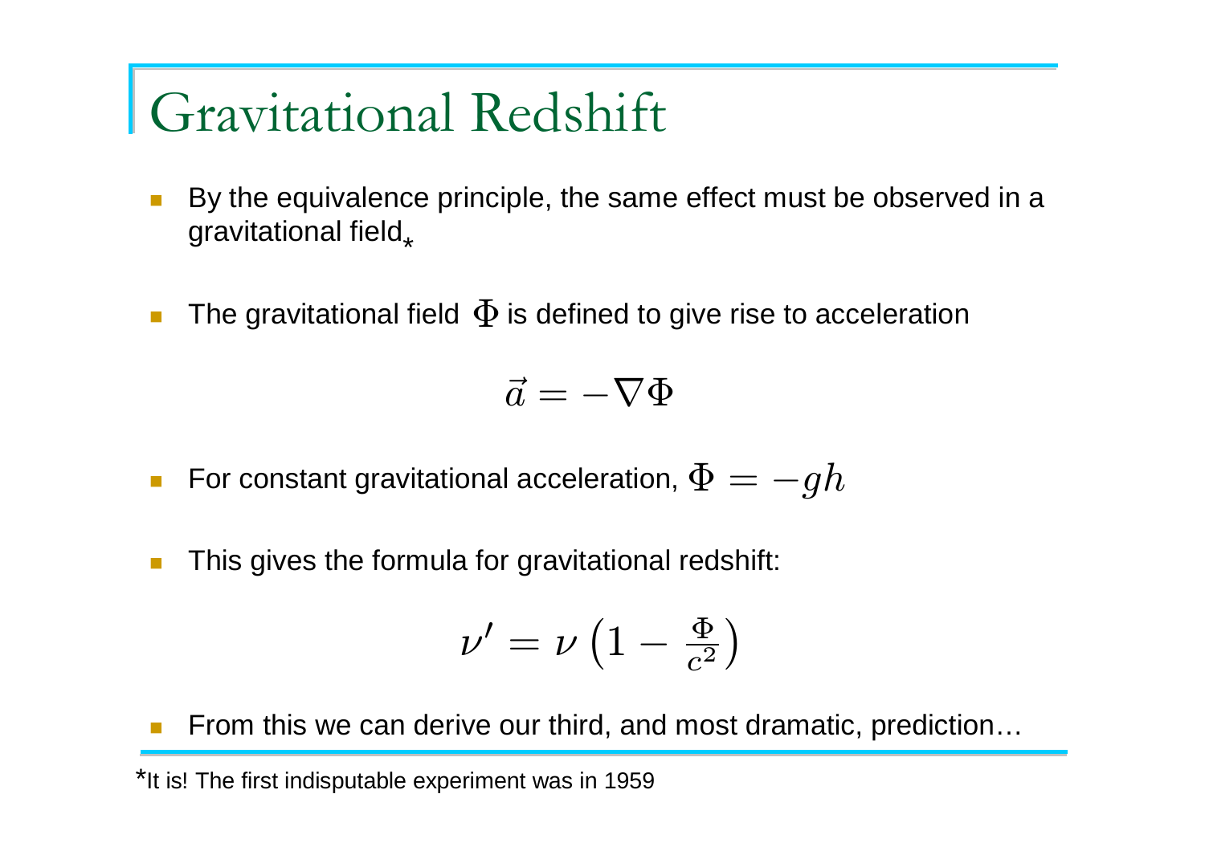# Gravitational Redshift

- By the equivalence principle, the same effect must be observed in a gravitational field*
- The gravitational field $\Phi$ is defined to give rise to acceleration

$$\vec{a} = -\nabla\Phi$$

- For constant gravitational acceleration, $\Phi = -gh$
- This gives the formula for gravitational redshift:

$$\nu' = \nu\left(1 - \frac{\Phi}{c^2}\right)$$

- From this we can derive our third, and most dramatic, prediction…

*It is! The first indisputable experiment was in 1959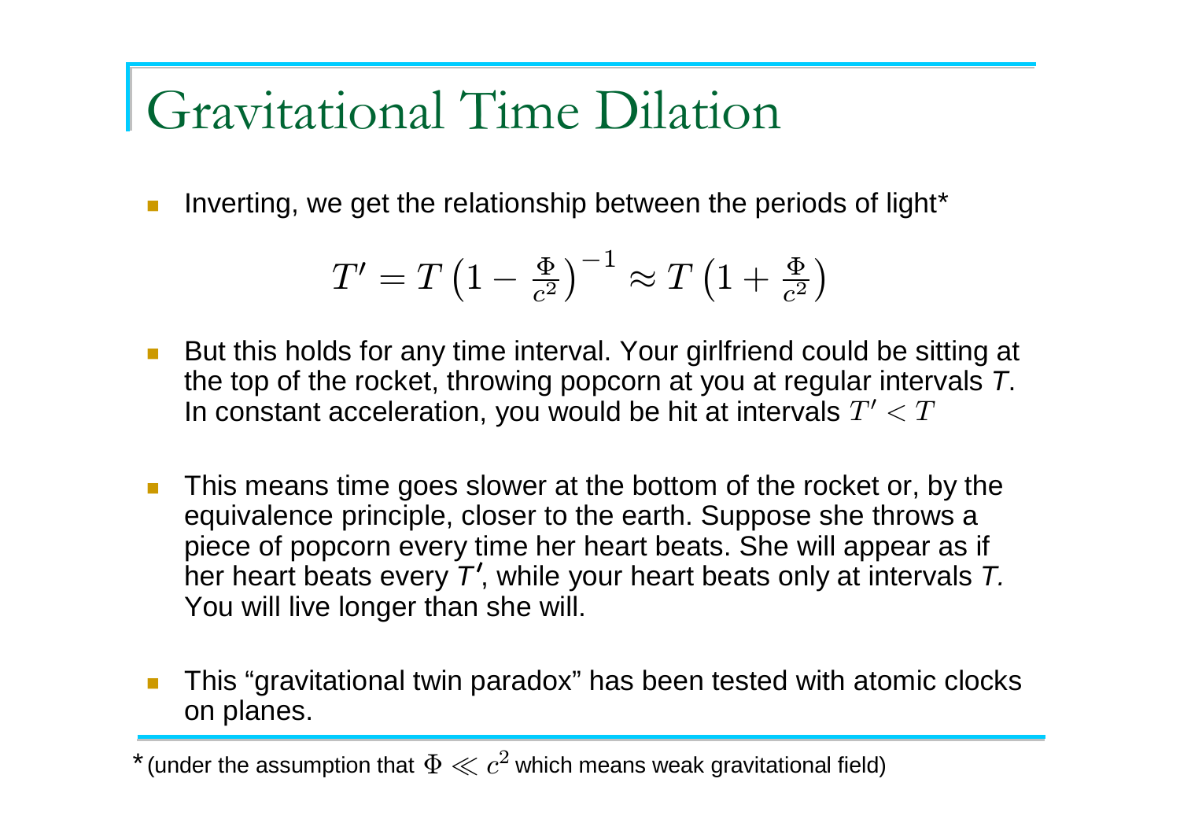# Gravitational Time Dilation

- Inverting, we get the relationship between the periods of light*

$$T' = T\left(1 - \frac{\Phi}{c^2}\right)^{-1} \approx T\left(1 + \frac{\Phi}{c^2}\right)$$

- But this holds for any time interval. Your girlfriend could be sitting at the top of the rocket, throwing popcorn at you at regular intervals *T*. In constant acceleration, you would be hit at intervals $T' < T$

- This means time goes slower at the bottom of the rocket or, by the equivalence principle, closer to the earth. Suppose she throws a piece of popcorn every time her heart beats. She will appear as if her heart beats every *T'*, while your heart beats only at intervals *T.* You will live longer than she will.

- This "gravitational twin paradox" has been tested with atomic clocks on planes.

* (under the assumption that $\Phi \ll c^2$ which means weak gravitational field)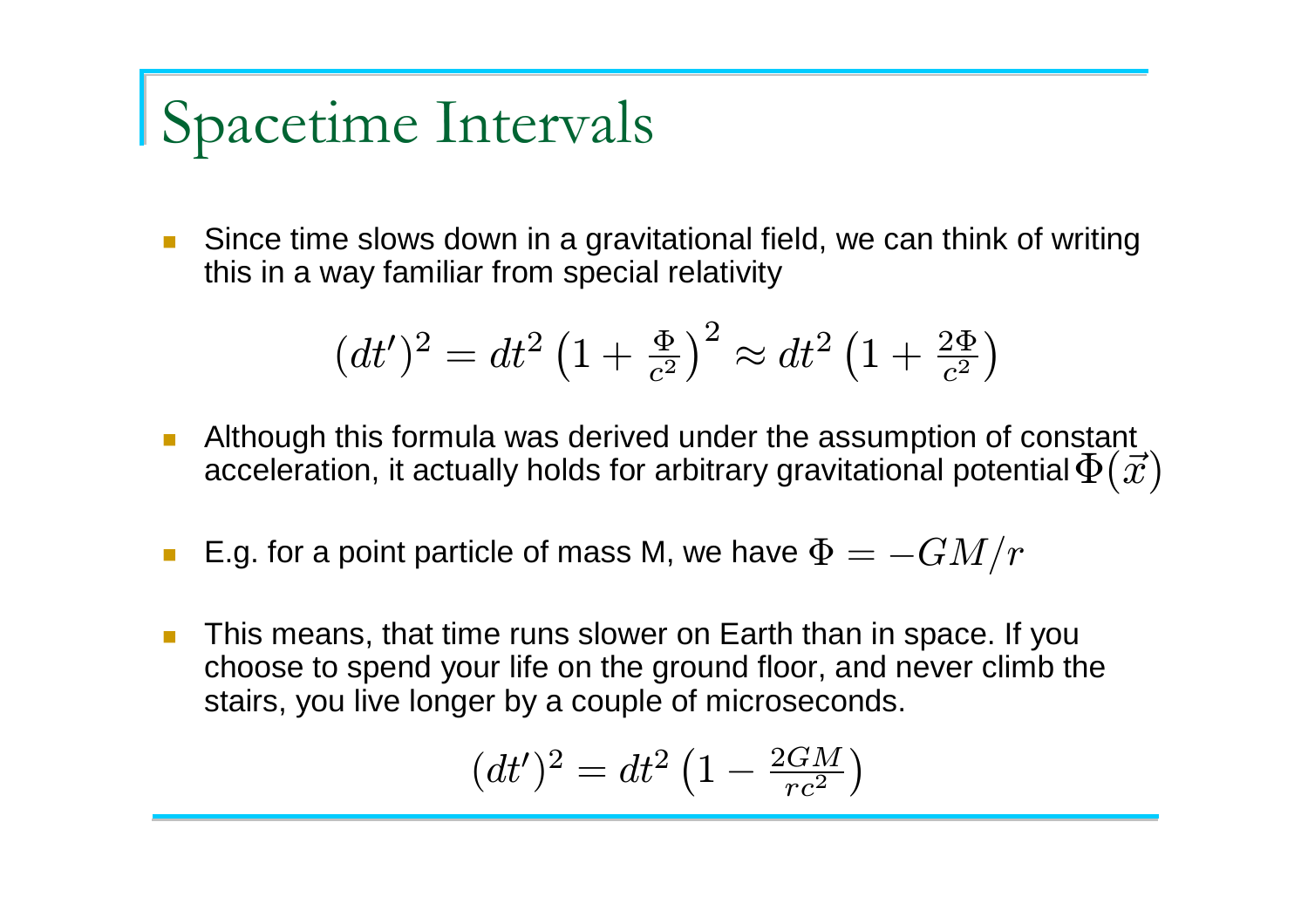# Spacetime Intervals

- Since time slows down in a gravitational field, we can think of writing this in a way familiar from special relativity

$$(dt')^2 = dt^2 \left(1 + \frac{\Phi}{c^2}\right)^2 \approx dt^2 \left(1 + \frac{2\Phi}{c^2}\right)$$

- Although this formula was derived under the assumption of constant acceleration, it actually holds for arbitrary gravitational potential $\Phi(\vec{x})$

- E.g. for a point particle of mass M, we have $\Phi = -GM/r$

- This means, that time runs slower on Earth than in space. If you choose to spend your life on the ground floor, and never climb the stairs, you live longer by a couple of microseconds.

$$(dt')^2 = dt^2 \left(1 - \frac{2GM}{rc^2}\right)$$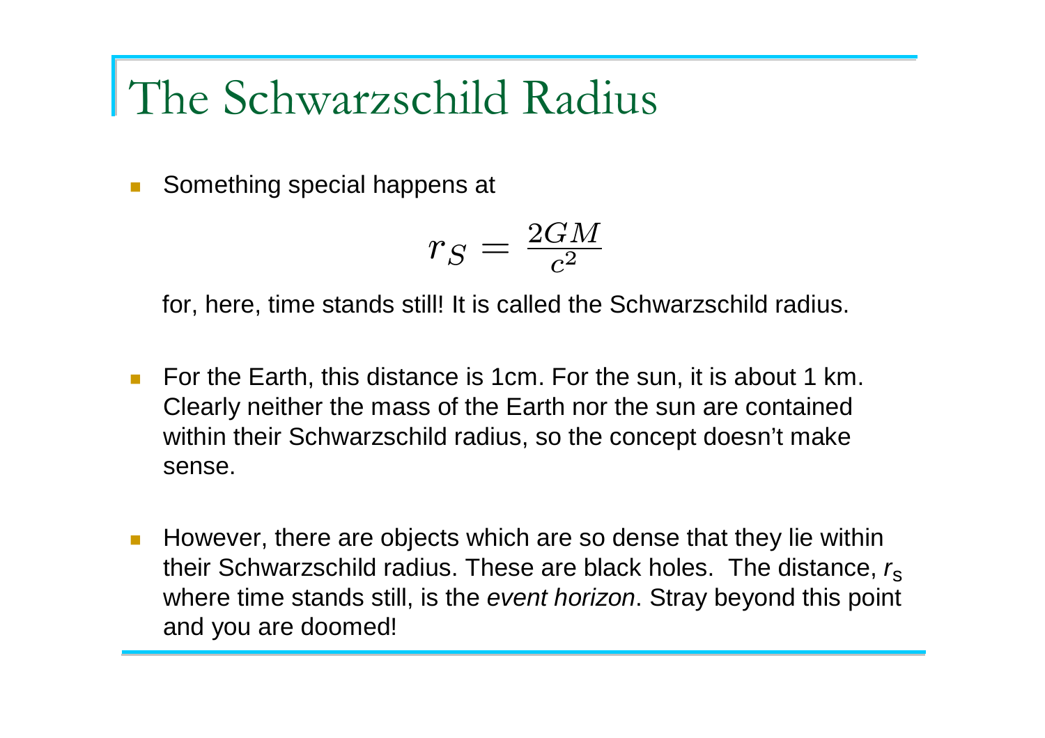# The Schwarzschild Radius

- Something special happens at

$$r_S = \frac{2GM}{c^2}$$

  for, here, time stands still! It is called the Schwarzschild radius.

- For the Earth, this distance is 1cm. For the sun, it is about 1 km. Clearly neither the mass of the Earth nor the sun are contained within their Schwarzschild radius, so the concept doesn't make sense.

- However, there are objects which are so dense that they lie within their Schwarzschild radius. These are black holes. The distance, $r_s$ where time stands still, is the *event horizon*. Stray beyond this point and you are doomed!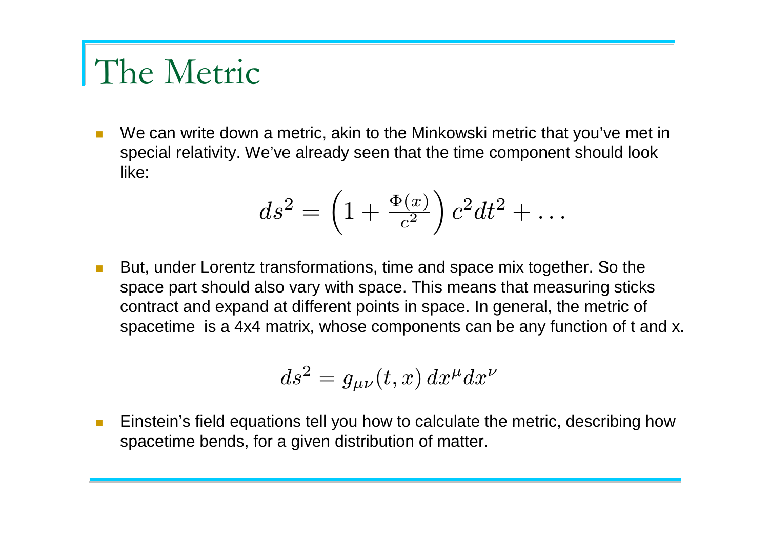# The Metric

- We can write down a metric, akin to the Minkowski metric that you've met in special relativity. We've already seen that the time component should look like:

$$ds^2 = \left(1 + \frac{\Phi(x)}{c^2}\right) c^2 dt^2 + \ldots$$

- But, under Lorentz transformations, time and space mix together. So the space part should also vary with space. This means that measuring sticks contract and expand at different points in space. In general, the metric of spacetime is a 4x4 matrix, whose components can be any function of t and x.

$$ds^2 = g_{\mu\nu}(t, x)\, dx^\mu dx^\nu$$

- Einstein's field equations tell you how to calculate the metric, describing how spacetime bends, for a given distribution of matter.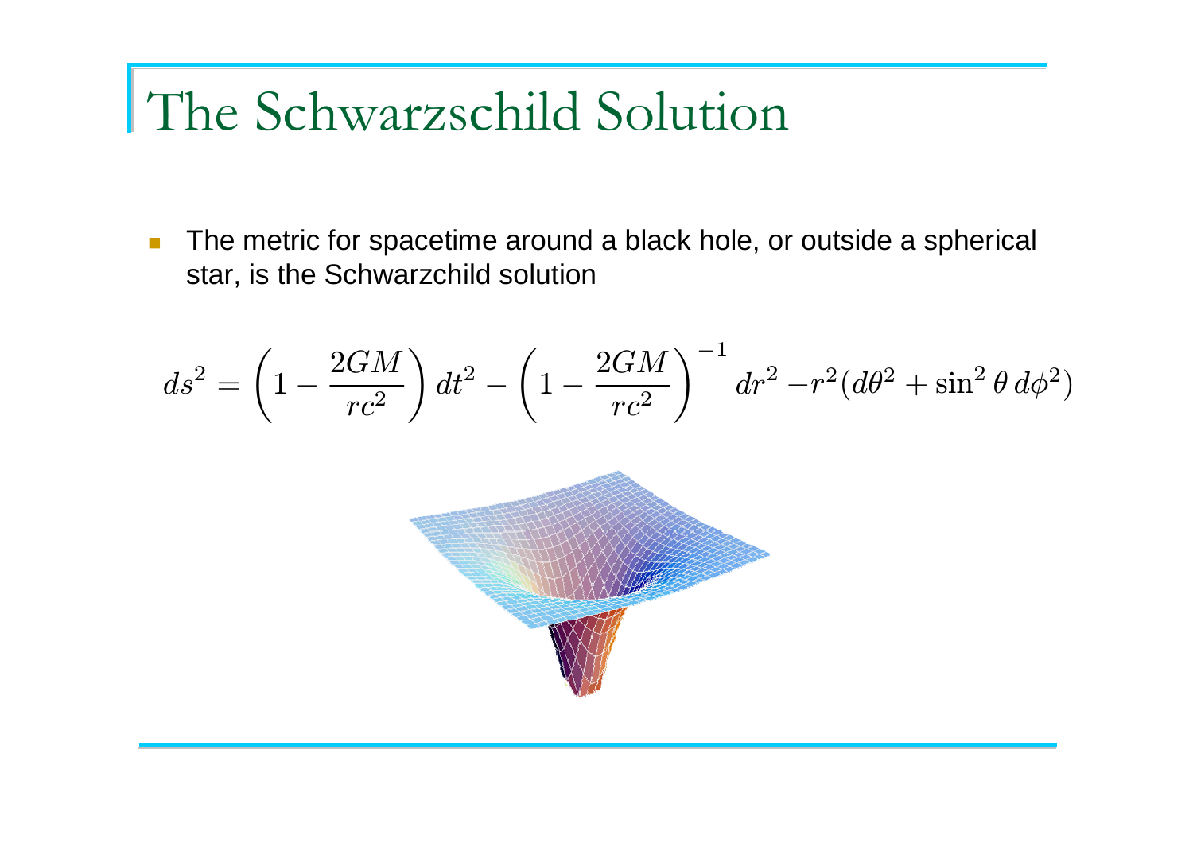# The Schwarzschild Solution

- The metric for spacetime around a black hole, or outside a spherical star, is the Schwarzchild solution

$$ds^2 = \left(1 - \frac{2GM}{rc^2}\right) dt^2 - \left(1 - \frac{2GM}{rc^2}\right)^{-1} dr^2 - r^2(d\theta^2 + \sin^2\theta \, d\phi^2)$$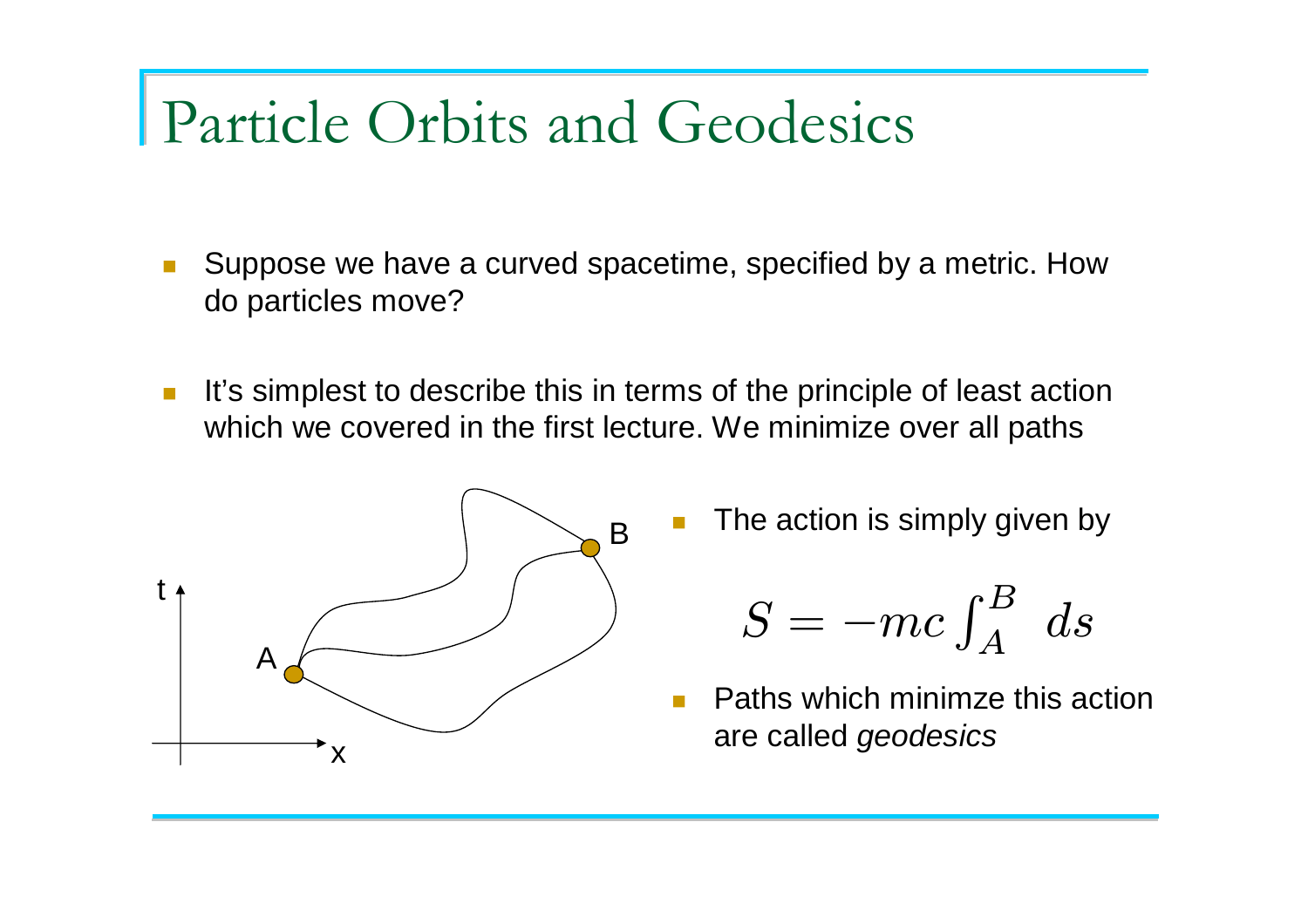# Particle Orbits and Geodesics

- Suppose we have a curved spacetime, specified by a metric. How do particles move?

- It's simplest to describe this in terms of the principle of least action which we covered in the first lecture. We minimize over all paths

- The action is simply given by

$$S = -mc \int_A^B \; ds$$

- Paths which minimze this action are called *geodesics*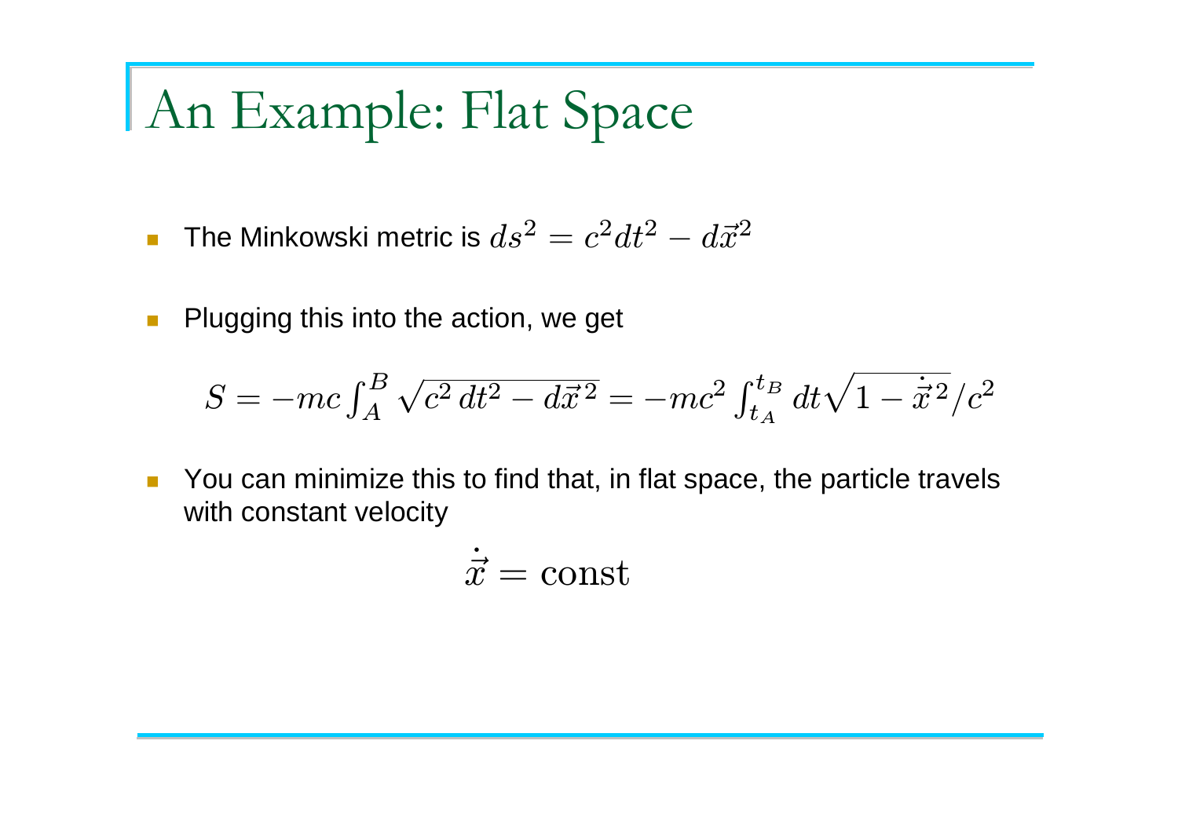# An Example: Flat Space

- The Minkowski metric is $ds^2 = c^2 dt^2 - d\vec{x}^2$
- Plugging this into the action, we get

$$S = -mc\int_A^B \sqrt{c^2\,dt^2 - d\vec{x}^{\,2}} = -mc^2\int_{t_A}^{t_B} dt\sqrt{1-\dot{\vec{x}}^{\,2}}/c^2$$

- You can minimize this to find that, in flat space, the particle travels with constant velocity

$$\dot{\vec{x}} = \text{const}$$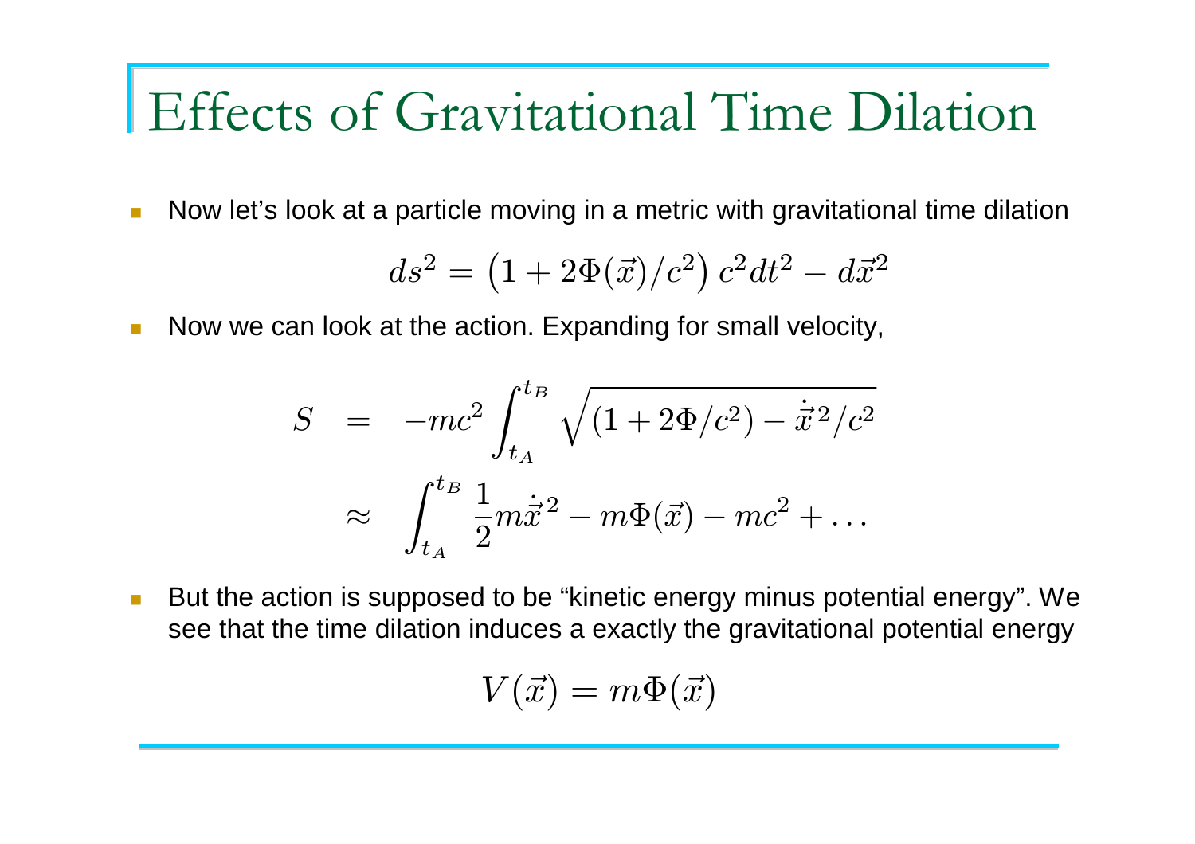# Effects of Gravitational Time Dilation

- Now let's look at a particle moving in a metric with gravitational time dilation

$$ds^2 = \left(1 + 2\Phi(\vec{x})/c^2\right) c^2 dt^2 - d\vec{x}^2$$

- Now we can look at the action. Expanding for small velocity,

$$\begin{aligned} S &= -mc^2 \int_{t_A}^{t_B} \sqrt{(1 + 2\Phi/c^2) - \dot{\vec{x}}^2/c^2} \\ &\approx \int_{t_A}^{t_B} \frac{1}{2} m \dot{\vec{x}}^2 - m\Phi(\vec{x}) - mc^2 + \ldots \end{aligned}$$

- But the action is supposed to be "kinetic energy minus potential energy". We see that the time dilation induces a exactly the gravitational potential energy

$$V(\vec{x}) = m\Phi(\vec{x})$$